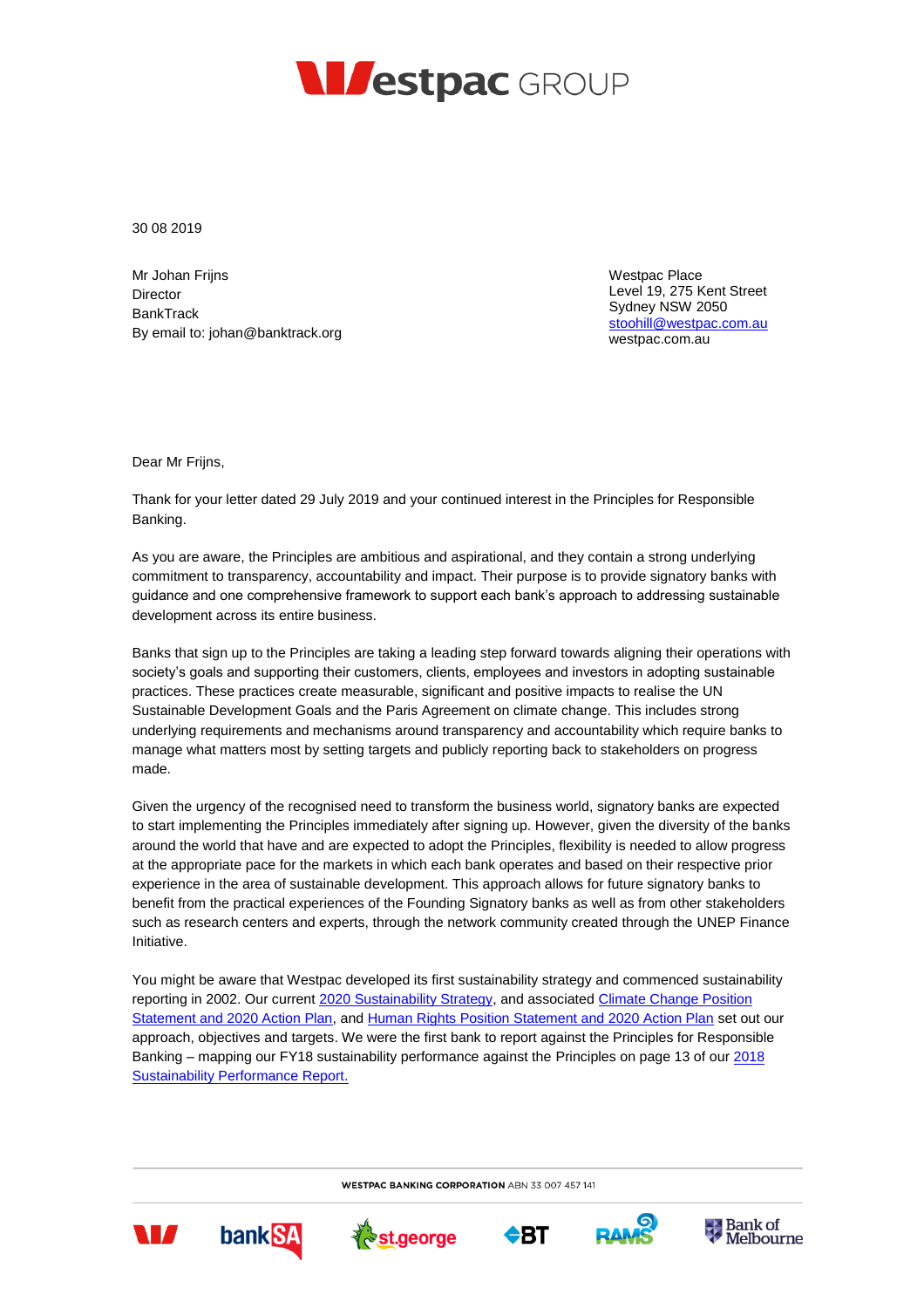30 08 2019

Mr Johan Frijns
Director
BankTrack
By email to: johan@banktrack.org

Westpac Place
Level 19, 275 Kent Street
Sydney NSW 2050
stoohill@westpac.com.au
westpac.com.au

Dear Mr Frijns,

Thank for your letter dated 29 July 2019 and your continued interest in the Principles for Responsible Banking.

As you are aware, the Principles are ambitious and aspirational, and they contain a strong underlying commitment to transparency, accountability and impact. Their purpose is to provide signatory banks with guidance and one comprehensive framework to support each bank's approach to addressing sustainable development across its entire business.

Banks that sign up to the Principles are taking a leading step forward towards aligning their operations with society's goals and supporting their customers, clients, employees and investors in adopting sustainable practices. These practices create measurable, significant and positive impacts to realise the UN Sustainable Development Goals and the Paris Agreement on climate change. This includes strong underlying requirements and mechanisms around transparency and accountability which require banks to manage what matters most by setting targets and publicly reporting back to stakeholders on progress made.

Given the urgency of the recognised need to transform the business world, signatory banks are expected to start implementing the Principles immediately after signing up. However, given the diversity of the banks around the world that have and are expected to adopt the Principles, flexibility is needed to allow progress at the appropriate pace for the markets in which each bank operates and based on their respective prior experience in the area of sustainable development. This approach allows for future signatory banks to benefit from the practical experiences of the Founding Signatory banks as well as from other stakeholders such as research centers and experts, through the network community created through the UNEP Finance Initiative.

You might be aware that Westpac developed its first sustainability strategy and commenced sustainability reporting in 2002. Our current 2020 Sustainability Strategy, and associated Climate Change Position Statement and 2020 Action Plan, and Human Rights Position Statement and 2020 Action Plan set out our approach, objectives and targets. We were the first bank to report against the Principles for Responsible Banking – mapping our FY18 sustainability performance against the Principles on page 13 of our 2018 Sustainability Performance Report.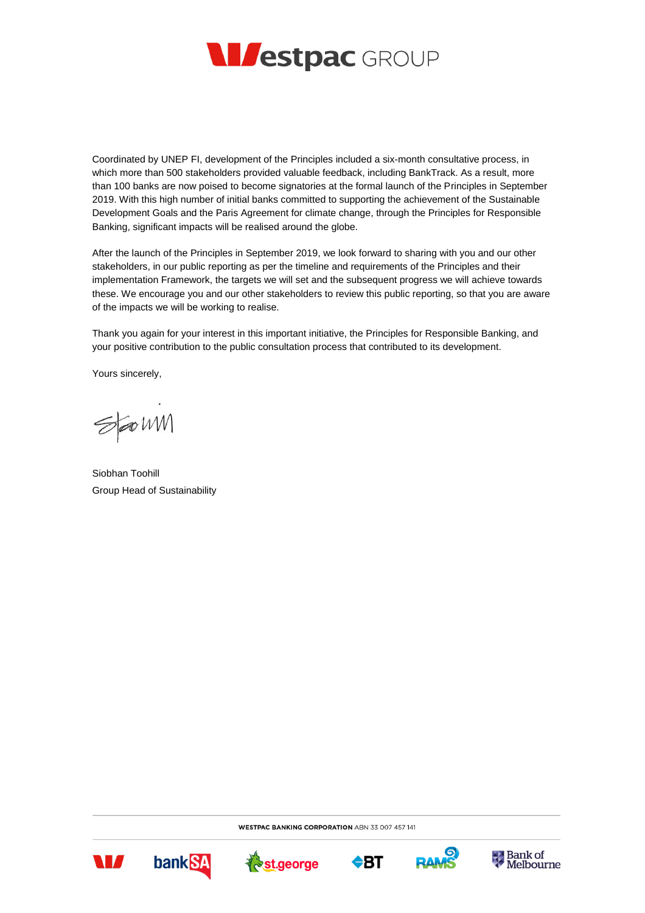Coordinated by UNEP FI, development of the Principles included a six-month consultative process, in which more than 500 stakeholders provided valuable feedback, including BankTrack. As a result, more than 100 banks are now poised to become signatories at the formal launch of the Principles in September 2019. With this high number of initial banks committed to supporting the achievement of the Sustainable Development Goals and the Paris Agreement for climate change, through the Principles for Responsible Banking, significant impacts will be realised around the globe.

After the launch of the Principles in September 2019, we look forward to sharing with you and our other stakeholders, in our public reporting as per the timeline and requirements of the Principles and their implementation Framework, the targets we will set and the subsequent progress we will achieve towards these. We encourage you and our other stakeholders to review this public reporting, so that you are aware of the impacts we will be working to realise.

Thank you again for your interest in this important initiative, the Principles for Responsible Banking, and your positive contribution to the public consultation process that contributed to its development.

Yours sincerely,

Siobhan Toohill
Group Head of Sustainability

WESTPAC BANKING CORPORATION ABN 33 007 457 141